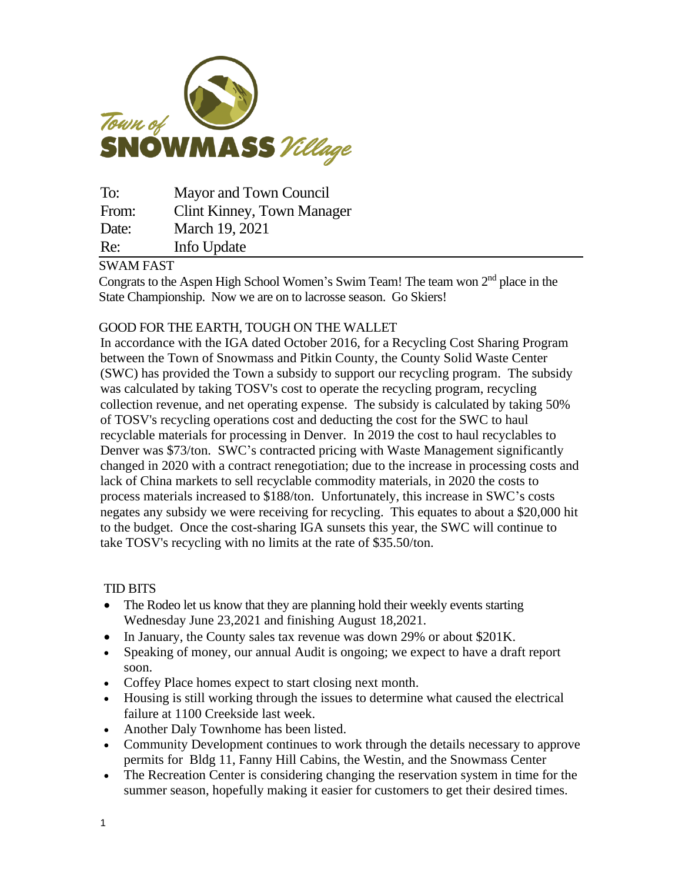Town of SNOWMASS Village

| | |
|---|---|
| To: | Mayor and Town Council |
| From: | Clint Kinney, Town Manager |
| Date: | March 19, 2021 |
| Re: | Info Update |

## SWAM FAST

Congrats to the Aspen High School Women's Swim Team! The team won 2nd place in the State Championship. Now we are on to lacrosse season. Go Skiers!

## GOOD FOR THE EARTH, TOUGH ON THE WALLET

In accordance with the IGA dated October 2016, for a Recycling Cost Sharing Program between the Town of Snowmass and Pitkin County, the County Solid Waste Center (SWC) has provided the Town a subsidy to support our recycling program. The subsidy was calculated by taking TOSV's cost to operate the recycling program, recycling collection revenue, and net operating expense. The subsidy is calculated by taking 50% of TOSV's recycling operations cost and deducting the cost for the SWC to haul recyclable materials for processing in Denver. In 2019 the cost to haul recyclables to Denver was $73/ton. SWC's contracted pricing with Waste Management significantly changed in 2020 with a contract renegotiation; due to the increase in processing costs and lack of China markets to sell recyclable commodity materials, in 2020 the costs to process materials increased to $188/ton. Unfortunately, this increase in SWC's costs negates any subsidy we were receiving for recycling. This equates to about a $20,000 hit to the budget. Once the cost-sharing IGA sunsets this year, the SWC will continue to take TOSV's recycling with no limits at the rate of $35.50/ton.

## TID BITS

- The Rodeo let us know that they are planning hold their weekly events starting Wednesday June 23,2021 and finishing August 18,2021.
- In January, the County sales tax revenue was down 29% or about $201K.
- Speaking of money, our annual Audit is ongoing; we expect to have a draft report soon.
- Coffey Place homes expect to start closing next month.
- Housing is still working through the issues to determine what caused the electrical failure at 1100 Creekside last week.
- Another Daly Townhome has been listed.
- Community Development continues to work through the details necessary to approve permits for Bldg 11, Fanny Hill Cabins, the Westin, and the Snowmass Center
- The Recreation Center is considering changing the reservation system in time for the summer season, hopefully making it easier for customers to get their desired times.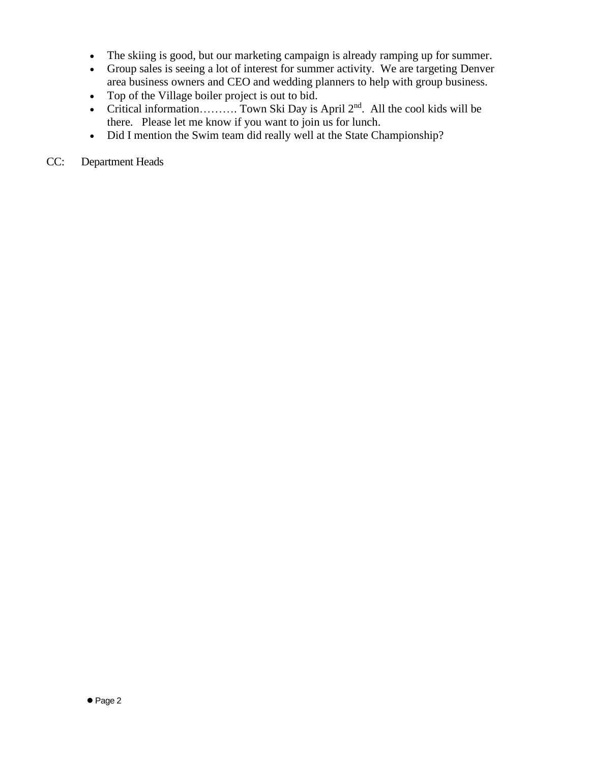- The skiing is good, but our marketing campaign is already ramping up for summer.
- Group sales is seeing a lot of interest for summer activity. We are targeting Denver area business owners and CEO and wedding planners to help with group business.
- Top of the Village boiler project is out to bid.
- Critical information………. Town Ski Day is April 2nd. All the cool kids will be there. Please let me know if you want to join us for lunch.
- Did I mention the Swim team did really well at the State Championship?

CC: Department Heads